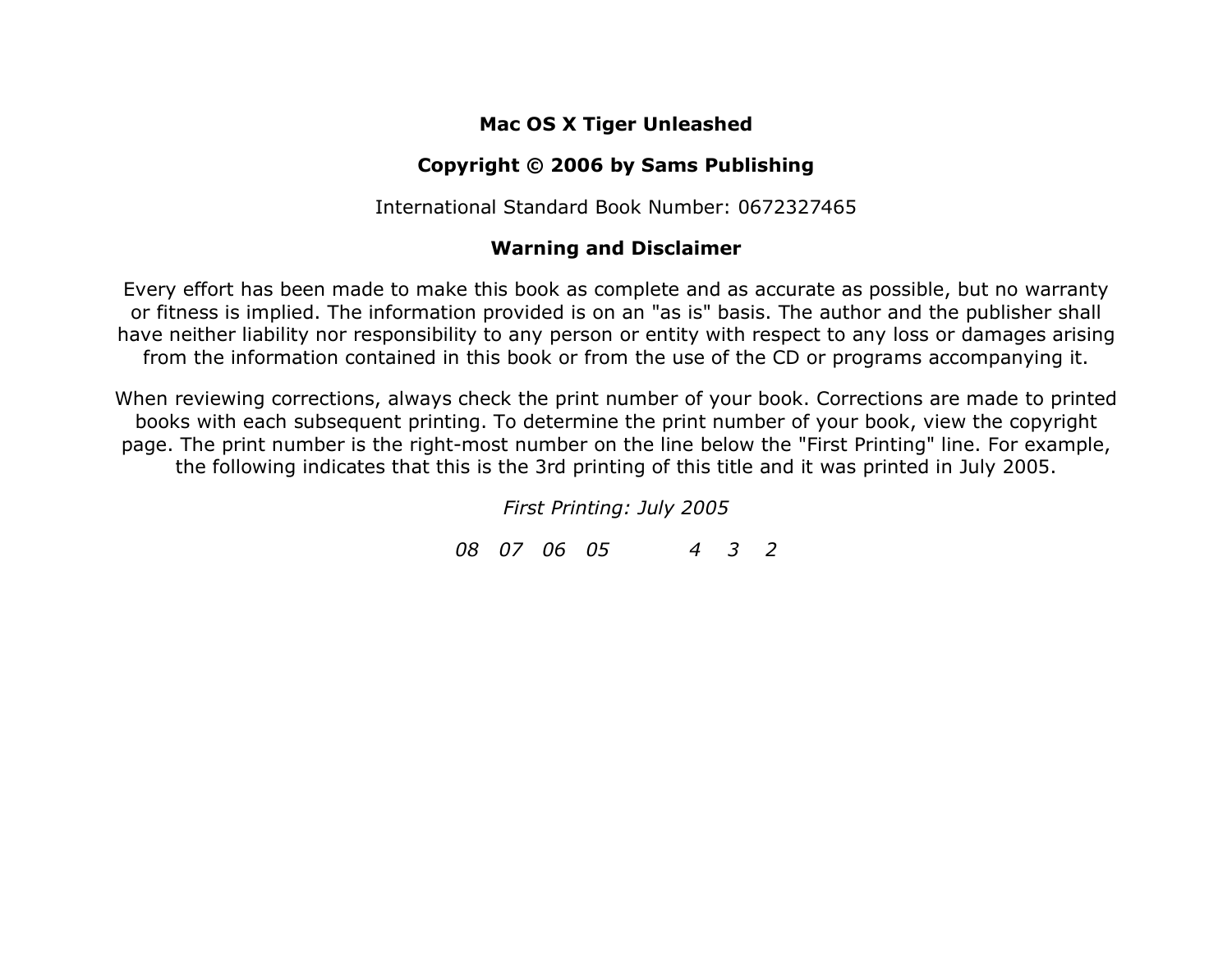**Mac OS X Tiger Unleashed**

**Copyright © 2006 by Sams Publishing**

International Standard Book Number: 0672327465

**Warning and Disclaimer**

Every effort has been made to make this book as complete and as accurate as possible, but no warranty or fitness is implied. The information provided is on an "as is" basis. The author and the publisher shall have neither liability nor responsibility to any person or entity with respect to any loss or damages arising from the information contained in this book or from the use of the CD or programs accompanying it.

When reviewing corrections, always check the print number of your book. Corrections are made to printed books with each subsequent printing. To determine the print number of your book, view the copyright page. The print number is the right-most number on the line below the "First Printing" line. For example, the following indicates that this is the 3rd printing of this title and it was printed in July 2005.

*First Printing: July 2005*

*08 07 06 05 4 3 2*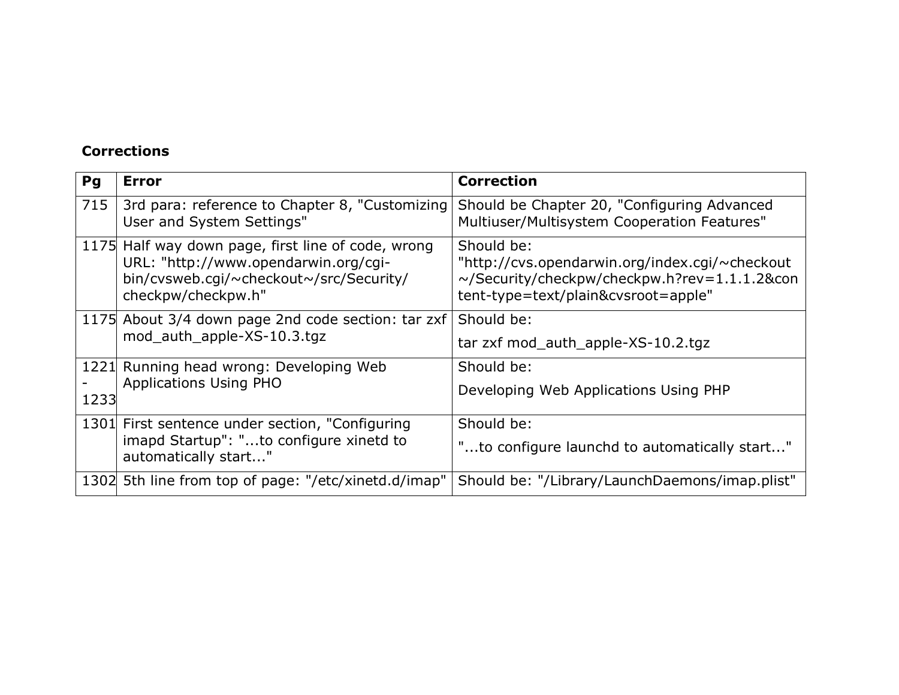**Corrections**

| Pg | Error | Correction |
| --- | --- | --- |
| 715 | 3rd para: reference to Chapter 8, "Customizing User and System Settings" | Should be Chapter 20, "Configuring Advanced Multiuser/Multisystem Cooperation Features" |
| 1175 | Half way down page, first line of code, wrong URL: "http://www.opendarwin.org/cgi-bin/cvsweb.cgi/~checkout~/src/Security/checkpw/checkpw.h" | Should be: "http://cvs.opendarwin.org/index.cgi/~checkout~/Security/checkpw/checkpw.h?rev=1.1.1.2&content-type=text/plain&cvsroot=apple" |
| 1175 | About 3/4 down page 2nd code section: tar zxf mod_auth_apple-XS-10.3.tgz | Should be: tar zxf mod_auth_apple-XS-10.2.tgz |
| 1221-1233 | Running head wrong: Developing Web Applications Using PHO | Should be: Developing Web Applications Using PHP |
| 1301 | First sentence under section, "Configuring imapd Startup": "...to configure xinetd to automatically start..." | Should be: "...to configure launchd to automatically start..." |
| 1302 | 5th line from top of page: "/etc/xinetd.d/imap" | Should be: "/Library/LaunchDaemons/imap.plist" |